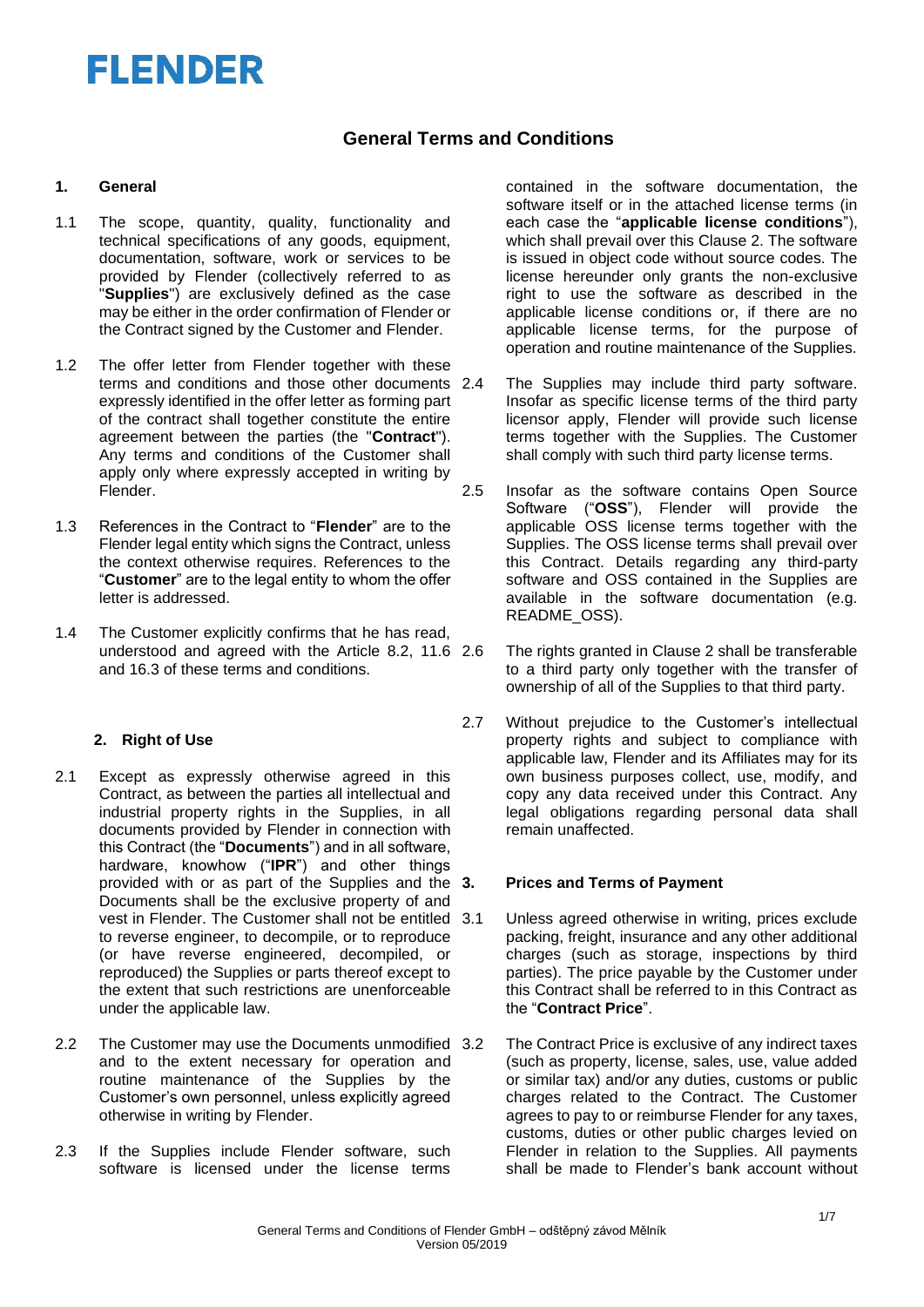FLENDER

# General Terms and Conditions

## 1. General

1.1 The scope, quantity, quality, functionality and technical specifications of any goods, equipment, documentation, software, work or services to be provided by Flender (collectively referred to as "**Supplies**") are exclusively defined as the case may be either in the order confirmation of Flender or the Contract signed by the Customer and Flender.

1.2 The offer letter from Flender together with these terms and conditions and those other documents expressly identified in the offer letter as forming part of the contract shall together constitute the entire agreement between the parties (the "**Contract**"). Any terms and conditions of the Customer shall apply only where expressly accepted in writing by Flender.

1.3 References in the Contract to "**Flender**" are to the Flender legal entity which signs the Contract, unless the context otherwise requires. References to the "**Customer**" are to the legal entity to whom the offer letter is addressed.

1.4 The Customer explicitly confirms that he has read, understood and agreed with the Article 8.2, 11.6 and 16.3 of these terms and conditions.

## 2. Right of Use

2.1 Except as expressly otherwise agreed in this Contract, as between the parties all intellectual and industrial property rights in the Supplies, in all documents provided by Flender in connection with this Contract (the "**Documents**") and in all software, hardware, knowhow ("**IPR**") and other things provided with or as part of the Supplies and the Documents shall be the exclusive property of and vest in Flender. The Customer shall not be entitled to reverse engineer, to decompile, or to reproduce (or have reverse engineered, decompiled, or reproduced) the Supplies or parts thereof except to the extent that such restrictions are unenforceable under the applicable law.

2.2 The Customer may use the Documents unmodified and to the extent necessary for operation and routine maintenance of the Supplies by the Customer's own personnel, unless explicitly agreed otherwise in writing by Flender.

2.3 If the Supplies include Flender software, such software is licensed under the license terms contained in the software documentation, the software itself or in the attached license terms (in each case the "**applicable license conditions**"), which shall prevail over this Clause 2. The software is issued in object code without source codes. The license hereunder only grants the non-exclusive right to use the software as described in the applicable license conditions or, if there are no applicable license terms, for the purpose of operation and routine maintenance of the Supplies.

2.4 The Supplies may include third party software. Insofar as specific license terms of the third party licensor apply, Flender will provide such license terms together with the Supplies. The Customer shall comply with such third party license terms.

2.5 Insofar as the software contains Open Source Software ("**OSS**"), Flender will provide the applicable OSS license terms together with the Supplies. The OSS license terms shall prevail over this Contract. Details regarding any third-party software and OSS contained in the Supplies are available in the software documentation (e.g. README_OSS).

2.6 The rights granted in Clause 2 shall be transferable to a third party only together with the transfer of ownership of all of the Supplies to that third party.

2.7 Without prejudice to the Customer's intellectual property rights and subject to compliance with applicable law, Flender and its Affiliates may for its own business purposes collect, use, modify, and copy any data received under this Contract. Any legal obligations regarding personal data shall remain unaffected.

## 3. Prices and Terms of Payment

3.1 Unless agreed otherwise in writing, prices exclude packing, freight, insurance and any other additional charges (such as storage, inspections by third parties). The price payable by the Customer under this Contract shall be referred to in this Contract as the "**Contract Price**".

3.2 The Contract Price is exclusive of any indirect taxes (such as property, license, sales, use, value added or similar tax) and/or any duties, customs or public charges related to the Contract. The Customer agrees to pay to or reimburse Flender for any taxes, customs, duties or other public charges levied on Flender in relation to the Supplies. All payments shall be made to Flender's bank account without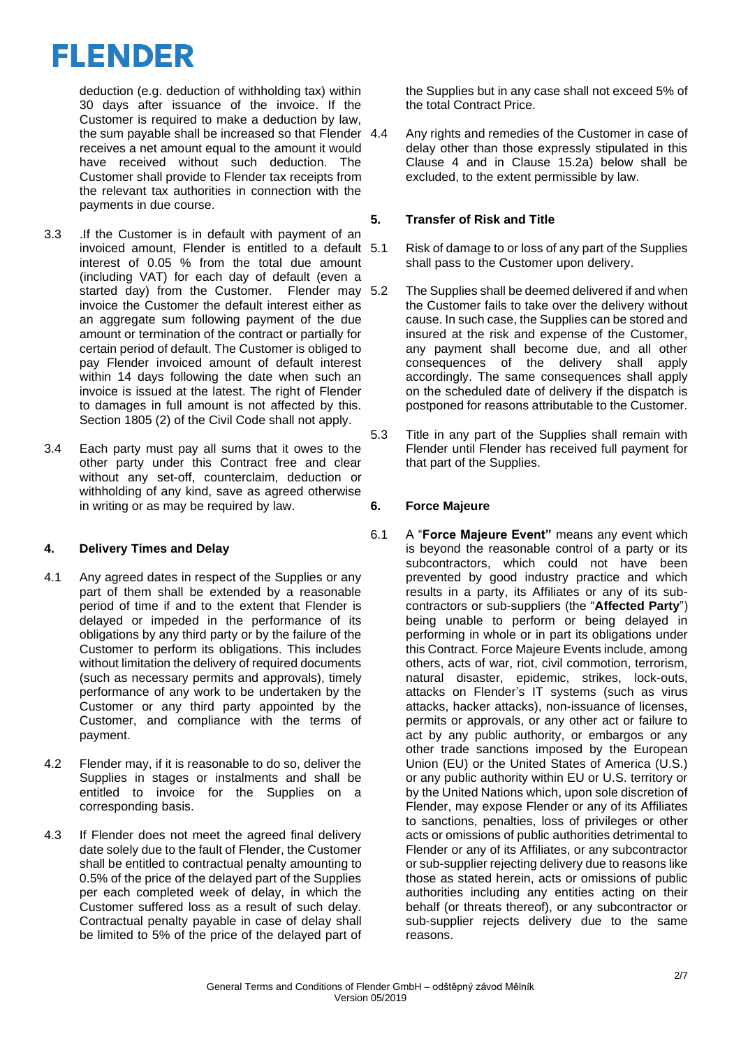deduction (e.g. deduction of withholding tax) within 30 days after issuance of the invoice. If the Customer is required to make a deduction by law, the sum payable shall be increased so that Flender receives a net amount equal to the amount it would have received without such deduction. The Customer shall provide to Flender tax receipts from the relevant tax authorities in connection with the payments in due course.

3.3 .If the Customer is in default with payment of an invoiced amount, Flender is entitled to a default interest of 0.05 % from the total due amount (including VAT) for each day of default (even a started day) from the Customer. Flender may invoice the Customer the default interest either as an aggregate sum following payment of the due amount or termination of the contract or partially for certain period of default. The Customer is obliged to pay Flender invoiced amount of default interest within 14 days following the date when such an invoice is issued at the latest. The right of Flender to damages in full amount is not affected by this. Section 1805 (2) of the Civil Code shall not apply.

3.4 Each party must pay all sums that it owes to the other party under this Contract free and clear without any set-off, counterclaim, deduction or withholding of any kind, save as agreed otherwise in writing or as may be required by law.

## 4. Delivery Times and Delay

4.1 Any agreed dates in respect of the Supplies or any part of them shall be extended by a reasonable period of time if and to the extent that Flender is delayed or impeded in the performance of its obligations by any third party or by the failure of the Customer to perform its obligations. This includes without limitation the delivery of required documents (such as necessary permits and approvals), timely performance of any work to be undertaken by the Customer or any third party appointed by the Customer, and compliance with the terms of payment.

4.2 Flender may, if it is reasonable to do so, deliver the Supplies in stages or instalments and shall be entitled to invoice for the Supplies on a corresponding basis.

4.3 If Flender does not meet the agreed final delivery date solely due to the fault of Flender, the Customer shall be entitled to contractual penalty amounting to 0.5% of the price of the delayed part of the Supplies per each completed week of delay, in which the Customer suffered loss as a result of such delay. Contractual penalty payable in case of delay shall be limited to 5% of the price of the delayed part of the Supplies but in any case shall not exceed 5% of the total Contract Price.

4.4 Any rights and remedies of the Customer in case of delay other than those expressly stipulated in this Clause 4 and in Clause 15.2a) below shall be excluded, to the extent permissible by law.

## 5. Transfer of Risk and Title

5.1 Risk of damage to or loss of any part of the Supplies shall pass to the Customer upon delivery.

5.2 The Supplies shall be deemed delivered if and when the Customer fails to take over the delivery without cause. In such case, the Supplies can be stored and insured at the risk and expense of the Customer, any payment shall become due, and all other consequences of the delivery shall apply accordingly. The same consequences shall apply on the scheduled date of delivery if the dispatch is postponed for reasons attributable to the Customer.

5.3 Title in any part of the Supplies shall remain with Flender until Flender has received full payment for that part of the Supplies.

## 6. Force Majeure

6.1 A "**Force Majeure Event"** means any event which is beyond the reasonable control of a party or its subcontractors, which could not have been prevented by good industry practice and which results in a party, its Affiliates or any of its sub-contractors or sub-suppliers (the "**Affected Party**") being unable to perform or being delayed in performing in whole or in part its obligations under this Contract. Force Majeure Events include, among others, acts of war, riot, civil commotion, terrorism, natural disaster, epidemic, strikes, lock-outs, attacks on Flender's IT systems (such as virus attacks, hacker attacks), non-issuance of licenses, permits or approvals, or any other act or failure to act by any public authority, or embargos or any other trade sanctions imposed by the European Union (EU) or the United States of America (U.S.) or any public authority within EU or U.S. territory or by the United Nations which, upon sole discretion of Flender, may expose Flender or any of its Affiliates to sanctions, penalties, loss of privileges or other acts or omissions of public authorities detrimental to Flender or any of its Affiliates, or any subcontractor or sub-supplier rejecting delivery due to reasons like those as stated herein, acts or omissions of public authorities including any entities acting on their behalf (or threats thereof), or any subcontractor or sub-supplier rejects delivery due to the same reasons.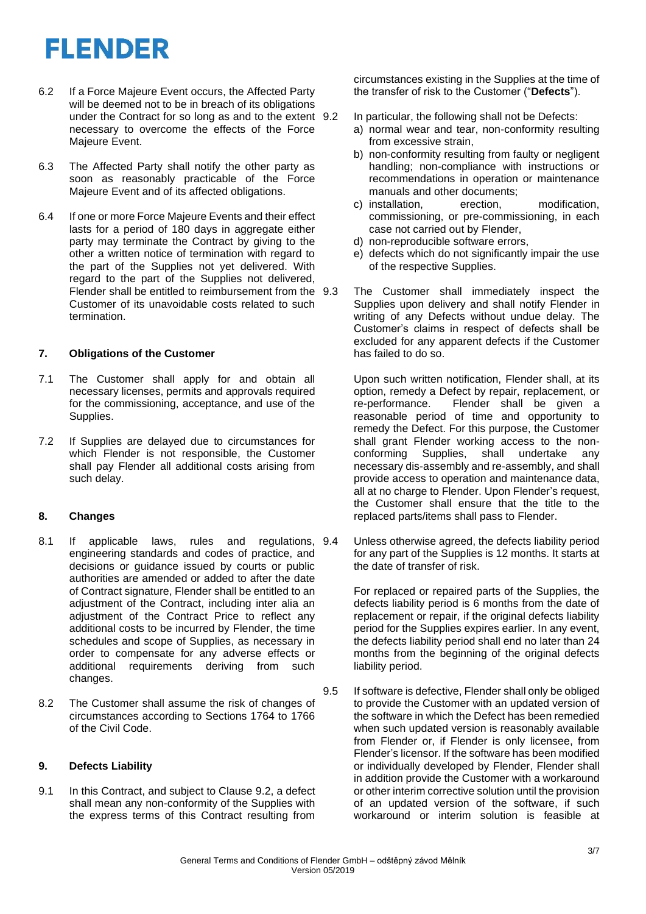6.2 If a Force Majeure Event occurs, the Affected Party will be deemed not to be in breach of its obligations under the Contract for so long as and to the extent necessary to overcome the effects of the Force Majeure Event.

6.3 The Affected Party shall notify the other party as soon as reasonably practicable of the Force Majeure Event and of its affected obligations.

6.4 If one or more Force Majeure Events and their effect lasts for a period of 180 days in aggregate either party may terminate the Contract by giving to the other a written notice of termination with regard to the part of the Supplies not yet delivered. With regard to the part of the Supplies not delivered, Flender shall be entitled to reimbursement from the Customer of its unavoidable costs related to such termination.

## 7. Obligations of the Customer

7.1 The Customer shall apply for and obtain all necessary licenses, permits and approvals required for the commissioning, acceptance, and use of the Supplies.

7.2 If Supplies are delayed due to circumstances for which Flender is not responsible, the Customer shall pay Flender all additional costs arising from such delay.

## 8. Changes

8.1 If applicable laws, rules and regulations, engineering standards and codes of practice, and decisions or guidance issued by courts or public authorities are amended or added to after the date of Contract signature, Flender shall be entitled to an adjustment of the Contract, including inter alia an adjustment of the Contract Price to reflect any additional costs to be incurred by Flender, the time schedules and scope of Supplies, as necessary in order to compensate for any adverse effects or additional requirements deriving from such changes.

8.2 The Customer shall assume the risk of changes of circumstances according to Sections 1764 to 1766 of the Civil Code.

## 9. Defects Liability

9.1 In this Contract, and subject to Clause 9.2, a defect shall mean any non-conformity of the Supplies with the express terms of this Contract resulting from circumstances existing in the Supplies at the time of the transfer of risk to the Customer ("**Defects**").

9.2 In particular, the following shall not be Defects:

a) normal wear and tear, non-conformity resulting from excessive strain,
b) non-conformity resulting from faulty or negligent handling; non-compliance with instructions or recommendations in operation or maintenance manuals and other documents;
c) installation, erection, modification, commissioning, or pre-commissioning, in each case not carried out by Flender,
d) non-reproducible software errors,
e) defects which do not significantly impair the use of the respective Supplies.

9.3 The Customer shall immediately inspect the Supplies upon delivery and shall notify Flender in writing of any Defects without undue delay. The Customer's claims in respect of defects shall be excluded for any apparent defects if the Customer has failed to do so.

Upon such written notification, Flender shall, at its option, remedy a Defect by repair, replacement, or re-performance. Flender shall be given a reasonable period of time and opportunity to remedy the Defect. For this purpose, the Customer shall grant Flender working access to the non-conforming Supplies, shall undertake any necessary dis-assembly and re-assembly, and shall provide access to operation and maintenance data, all at no charge to Flender. Upon Flender's request, the Customer shall ensure that the title to the replaced parts/items shall pass to Flender.

9.4 Unless otherwise agreed, the defects liability period for any part of the Supplies is 12 months. It starts at the date of transfer of risk.

For replaced or repaired parts of the Supplies, the defects liability period is 6 months from the date of replacement or repair, if the original defects liability period for the Supplies expires earlier. In any event, the defects liability period shall end no later than 24 months from the beginning of the original defects liability period.

9.5 If software is defective, Flender shall only be obliged to provide the Customer with an updated version of the software in which the Defect has been remedied when such updated version is reasonably available from Flender or, if Flender is only licensee, from Flender's licensor. If the software has been modified or individually developed by Flender, Flender shall in addition provide the Customer with a workaround or other interim corrective solution until the provision of an updated version of the software, if such workaround or interim solution is feasible at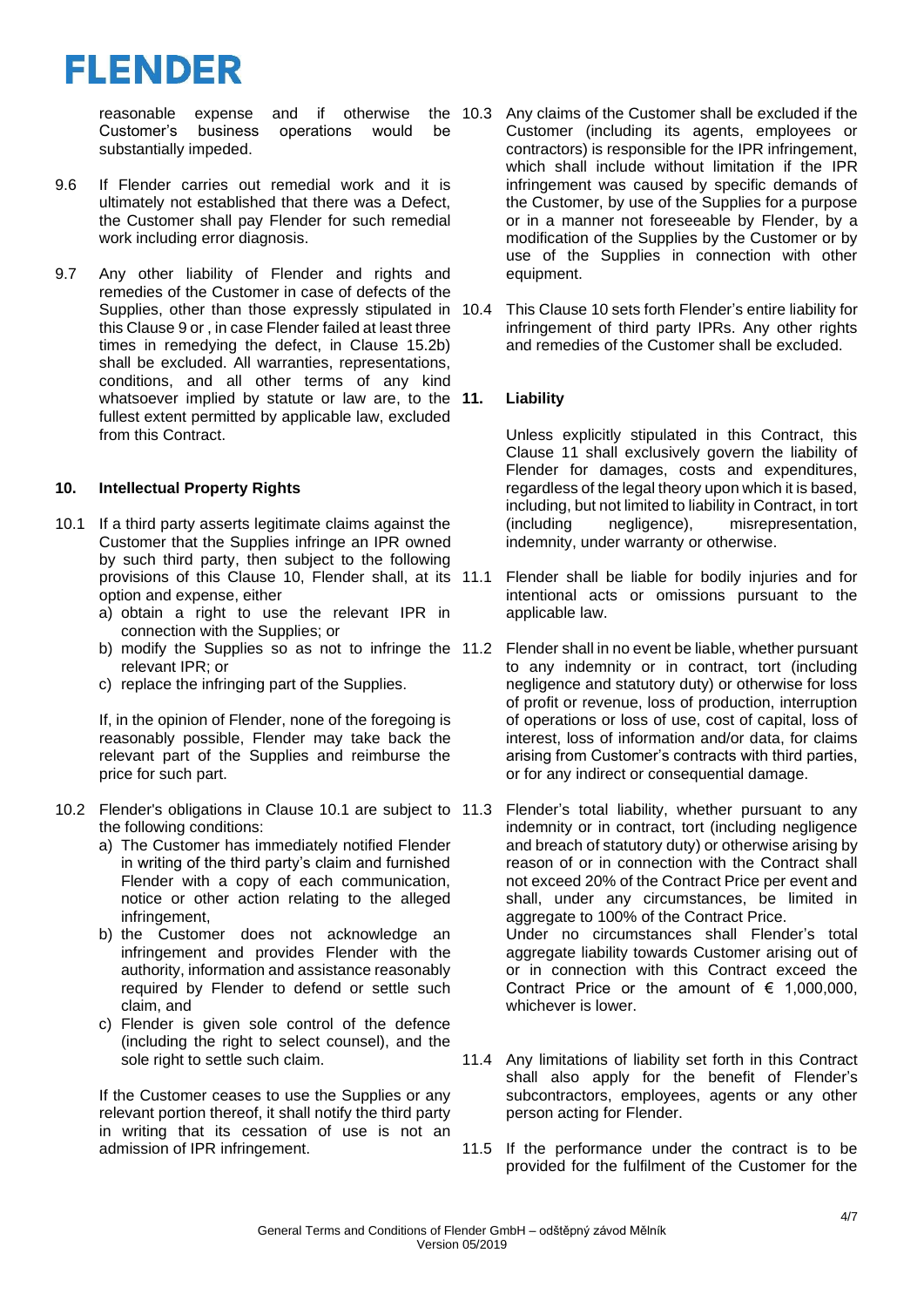reasonable expense and if otherwise the Customer's business operations would be substantially impeded.

9.6 If Flender carries out remedial work and it is ultimately not established that there was a Defect, the Customer shall pay Flender for such remedial work including error diagnosis.

9.7 Any other liability of Flender and rights and remedies of the Customer in case of defects of the Supplies, other than those expressly stipulated in this Clause 9 or , in case Flender failed at least three times in remedying the defect, in Clause 15.2b) shall be excluded. All warranties, representations, conditions, and all other terms of any kind whatsoever implied by statute or law are, to the fullest extent permitted by applicable law, excluded from this Contract.

## 10. Intellectual Property Rights

10.1 If a third party asserts legitimate claims against the Customer that the Supplies infringe an IPR owned by such third party, then subject to the following provisions of this Clause 10, Flender shall, at its option and expense, either

a) obtain a right to use the relevant IPR in connection with the Supplies; or
b) modify the Supplies so as not to infringe the relevant IPR; or
c) replace the infringing part of the Supplies.

If, in the opinion of Flender, none of the foregoing is reasonably possible, Flender may take back the relevant part of the Supplies and reimburse the price for such part.

10.2 Flender's obligations in Clause 10.1 are subject to the following conditions:

a) The Customer has immediately notified Flender in writing of the third party's claim and furnished Flender with a copy of each communication, notice or other action relating to the alleged infringement,
b) the Customer does not acknowledge an infringement and provides Flender with the authority, information and assistance reasonably required by Flender to defend or settle such claim, and
c) Flender is given sole control of the defence (including the right to select counsel), and the sole right to settle such claim.

If the Customer ceases to use the Supplies or any relevant portion thereof, it shall notify the third party in writing that its cessation of use is not an admission of IPR infringement.

10.3 Any claims of the Customer shall be excluded if the Customer (including its agents, employees or contractors) is responsible for the IPR infringement, which shall include without limitation if the IPR infringement was caused by specific demands of the Customer, by use of the Supplies for a purpose or in a manner not foreseeable by Flender, by a modification of the Supplies by the Customer or by use of the Supplies in connection with other equipment.

10.4 This Clause 10 sets forth Flender's entire liability for infringement of third party IPRs. Any other rights and remedies of the Customer shall be excluded.

## 11. Liability

Unless explicitly stipulated in this Contract, this Clause 11 shall exclusively govern the liability of Flender for damages, costs and expenditures, regardless of the legal theory upon which it is based, including, but not limited to liability in Contract, in tort (including negligence), misrepresentation, indemnity, under warranty or otherwise.

11.1 Flender shall be liable for bodily injuries and for intentional acts or omissions pursuant to the applicable law.

11.2 Flender shall in no event be liable, whether pursuant to any indemnity or in contract, tort (including negligence and statutory duty) or otherwise for loss of profit or revenue, loss of production, interruption of operations or loss of use, cost of capital, loss of interest, loss of information and/or data, for claims arising from Customer's contracts with third parties, or for any indirect or consequential damage.

11.3 Flender's total liability, whether pursuant to any indemnity or in contract, tort (including negligence and breach of statutory duty) or otherwise arising by reason of or in connection with the Contract shall not exceed 20% of the Contract Price per event and shall, under any circumstances, be limited in aggregate to 100% of the Contract Price.
Under no circumstances shall Flender's total aggregate liability towards Customer arising out of or in connection with this Contract exceed the Contract Price or the amount of € 1,000,000, whichever is lower.

11.4 Any limitations of liability set forth in this Contract shall also apply for the benefit of Flender's subcontractors, employees, agents or any other person acting for Flender.

11.5 If the performance under the contract is to be provided for the fulfilment of the Customer for the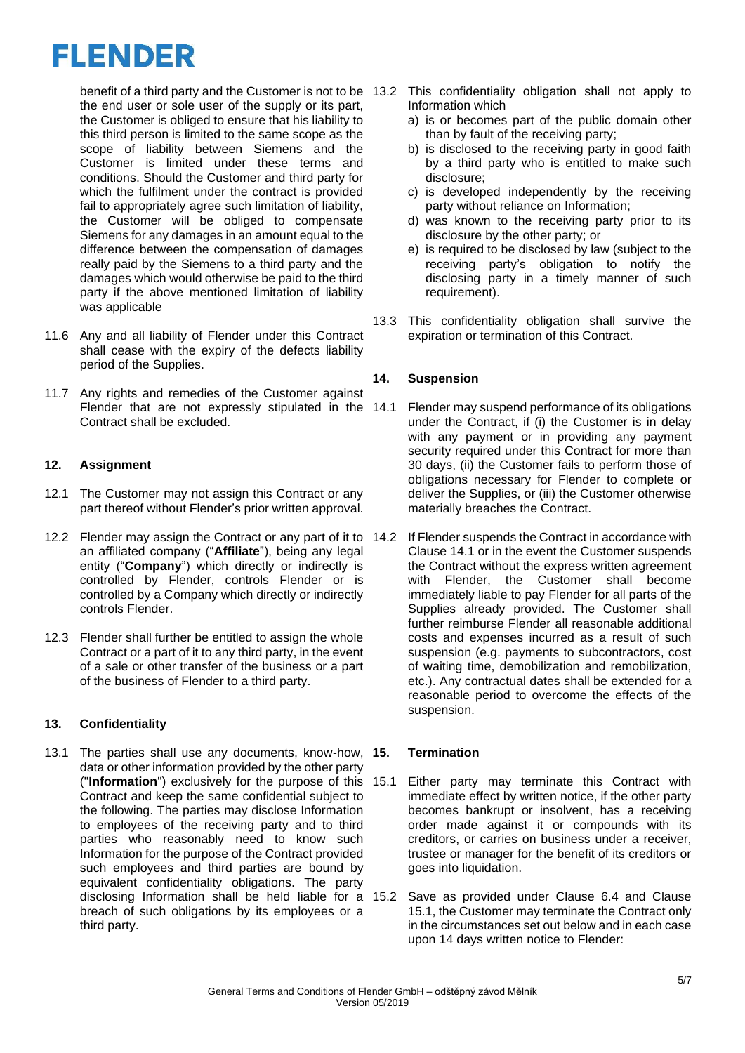benefit of a third party and the Customer is not to be the end user or sole user of the supply or its part, the Customer is obliged to ensure that his liability to this third person is limited to the same scope as the scope of liability between Siemens and the Customer is limited under these terms and conditions. Should the Customer and third party for which the fulfilment under the contract is provided fail to appropriately agree such limitation of liability, the Customer will be obliged to compensate Siemens for any damages in an amount equal to the difference between the compensation of damages really paid by the Siemens to a third party and the damages which would otherwise be paid to the third party if the above mentioned limitation of liability was applicable

11.6 Any and all liability of Flender under this Contract shall cease with the expiry of the defects liability period of the Supplies.

11.7 Any rights and remedies of the Customer against Flender that are not expressly stipulated in the Contract shall be excluded.

## 12. Assignment

12.1 The Customer may not assign this Contract or any part thereof without Flender's prior written approval.

12.2 Flender may assign the Contract or any part of it to an affiliated company ("**Affiliate**"), being any legal entity ("**Company**") which directly or indirectly is controlled by Flender, controls Flender or is controlled by a Company which directly or indirectly controls Flender.

12.3 Flender shall further be entitled to assign the whole Contract or a part of it to any third party, in the event of a sale or other transfer of the business or a part of the business of Flender to a third party.

## 13. Confidentiality

13.1 The parties shall use any documents, know-how, data or other information provided by the other party ("**Information**") exclusively for the purpose of this Contract and keep the same confidential subject to the following. The parties may disclose Information to employees of the receiving party and to third parties who reasonably need to know such Information for the purpose of the Contract provided such employees and third parties are bound by equivalent confidentiality obligations. The party disclosing Information shall be held liable for a breach of such obligations by its employees or a third party.

13.2 This confidentiality obligation shall not apply to Information which

a) is or becomes part of the public domain other than by fault of the receiving party;

b) is disclosed to the receiving party in good faith by a third party who is entitled to make such disclosure;

c) is developed independently by the receiving party without reliance on Information;

d) was known to the receiving party prior to its disclosure by the other party; or

e) is required to be disclosed by law (subject to the receiving party's obligation to notify the disclosing party in a timely manner of such requirement).

13.3 This confidentiality obligation shall survive the expiration or termination of this Contract.

## 14. Suspension

14.1 Flender may suspend performance of its obligations under the Contract, if (i) the Customer is in delay with any payment or in providing any payment security required under this Contract for more than 30 days, (ii) the Customer fails to perform those of obligations necessary for Flender to complete or deliver the Supplies, or (iii) the Customer otherwise materially breaches the Contract.

14.2 If Flender suspends the Contract in accordance with Clause 14.1 or in the event the Customer suspends the Contract without the express written agreement with Flender, the Customer shall become immediately liable to pay Flender for all parts of the Supplies already provided. The Customer shall further reimburse Flender all reasonable additional costs and expenses incurred as a result of such suspension (e.g. payments to subcontractors, cost of waiting time, demobilization and remobilization, etc.). Any contractual dates shall be extended for a reasonable period to overcome the effects of the suspension.

## 15. Termination

15.1 Either party may terminate this Contract with immediate effect by written notice, if the other party becomes bankrupt or insolvent, has a receiving order made against it or compounds with its creditors, or carries on business under a receiver, trustee or manager for the benefit of its creditors or goes into liquidation.

15.2 Save as provided under Clause 6.4 and Clause 15.1, the Customer may terminate the Contract only in the circumstances set out below and in each case upon 14 days written notice to Flender: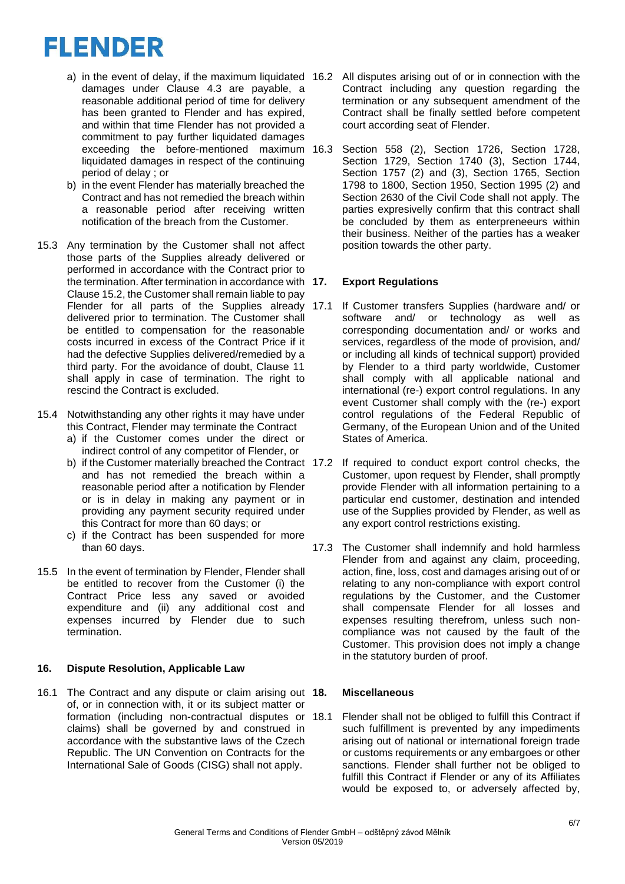a) in the event of delay, if the maximum liquidated damages under Clause 4.3 are payable, a reasonable additional period of time for delivery has been granted to Flender and has expired, and within that time Flender has not provided a commitment to pay further liquidated damages exceeding the before-mentioned maximum liquidated damages in respect of the continuing period of delay ; or
b) in the event Flender has materially breached the Contract and has not remedied the breach within a reasonable period after receiving written notification of the breach from the Customer.

15.3 Any termination by the Customer shall not affect those parts of the Supplies already delivered or performed in accordance with the Contract prior to the termination. After termination in accordance with Clause 15.2, the Customer shall remain liable to pay Flender for all parts of the Supplies already delivered prior to termination. The Customer shall be entitled to compensation for the reasonable costs incurred in excess of the Contract Price if it had the defective Supplies delivered/remedied by a third party. For the avoidance of doubt, Clause 11 shall apply in case of termination. The right to rescind the Contract is excluded.

15.4 Notwithstanding any other rights it may have under this Contract, Flender may terminate the Contract
a) if the Customer comes under the direct or indirect control of any competitor of Flender, or
b) if the Customer materially breached the Contract and has not remedied the breach within a reasonable period after a notification by Flender or is in delay in making any payment or in providing any payment security required under this Contract for more than 60 days; or
c) if the Contract has been suspended for more than 60 days.

15.5 In the event of termination by Flender, Flender shall be entitled to recover from the Customer (i) the Contract Price less any saved or avoided expenditure and (ii) any additional cost and expenses incurred by Flender due to such termination.

## 16. Dispute Resolution, Applicable Law

16.1 The Contract and any dispute or claim arising out of, or in connection with, it or its subject matter or formation (including non-contractual disputes or claims) shall be governed by and construed in accordance with the substantive laws of the Czech Republic. The UN Convention on Contracts for the International Sale of Goods (CISG) shall not apply.

16.2 All disputes arising out of or in connection with the Contract including any question regarding the termination or any subsequent amendment of the Contract shall be finally settled before competent court according seat of Flender.

16.3 Section 558 (2), Section 1726, Section 1728, Section 1729, Section 1740 (3), Section 1744, Section 1757 (2) and (3), Section 1765, Section 1798 to 1800, Section 1950, Section 1995 (2) and Section 2630 of the Civil Code shall not apply. The parties expresivelly confirm that this contract shall be concluded by them as enterpreneeurs within their business. Neither of the parties has a weaker position towards the other party.

## 17. Export Regulations

17.1 If Customer transfers Supplies (hardware and/ or software and/ or technology as well as corresponding documentation and/ or works and services, regardless of the mode of provision, and/ or including all kinds of technical support) provided by Flender to a third party worldwide, Customer shall comply with all applicable national and international (re-) export control regulations. In any event Customer shall comply with the (re-) export control regulations of the Federal Republic of Germany, of the European Union and of the United States of America.

17.2 If required to conduct export control checks, the Customer, upon request by Flender, shall promptly provide Flender with all information pertaining to a particular end customer, destination and intended use of the Supplies provided by Flender, as well as any export control restrictions existing.

17.3 The Customer shall indemnify and hold harmless Flender from and against any claim, proceeding, action, fine, loss, cost and damages arising out of or relating to any non-compliance with export control regulations by the Customer, and the Customer shall compensate Flender for all losses and expenses resulting therefrom, unless such non-compliance was not caused by the fault of the Customer. This provision does not imply a change in the statutory burden of proof.

## 18. Miscellaneous

18.1 Flender shall not be obliged to fulfill this Contract if such fulfillment is prevented by any impediments arising out of national or international foreign trade or customs requirements or any embargoes or other sanctions. Flender shall further not be obliged to fulfill this Contract if Flender or any of its Affiliates would be exposed to, or adversely affected by,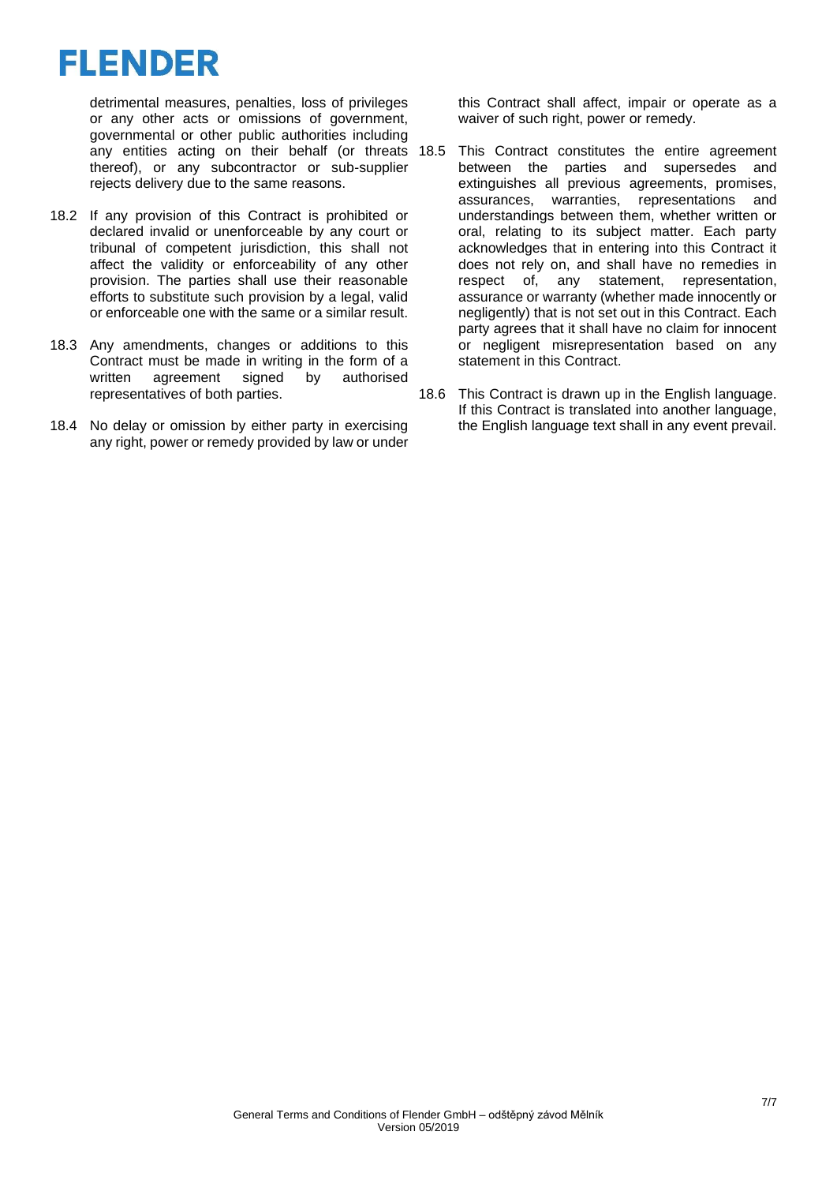detrimental measures, penalties, loss of privileges or any other acts or omissions of government, governmental or other public authorities including any entities acting on their behalf (or threats thereof), or any subcontractor or sub-supplier rejects delivery due to the same reasons.

18.2 If any provision of this Contract is prohibited or declared invalid or unenforceable by any court or tribunal of competent jurisdiction, this shall not affect the validity or enforceability of any other provision. The parties shall use their reasonable efforts to substitute such provision by a legal, valid or enforceable one with the same or a similar result.

18.3 Any amendments, changes or additions to this Contract must be made in writing in the form of a written agreement signed by authorised representatives of both parties.

18.4 No delay or omission by either party in exercising any right, power or remedy provided by law or under this Contract shall affect, impair or operate as a waiver of such right, power or remedy.

18.5 This Contract constitutes the entire agreement between the parties and supersedes and extinguishes all previous agreements, promises, assurances, warranties, representations and understandings between them, whether written or oral, relating to its subject matter. Each party acknowledges that in entering into this Contract it does not rely on, and shall have no remedies in respect of, any statement, representation, assurance or warranty (whether made innocently or negligently) that is not set out in this Contract. Each party agrees that it shall have no claim for innocent or negligent misrepresentation based on any statement in this Contract.

18.6 This Contract is drawn up in the English language. If this Contract is translated into another language, the English language text shall in any event prevail.